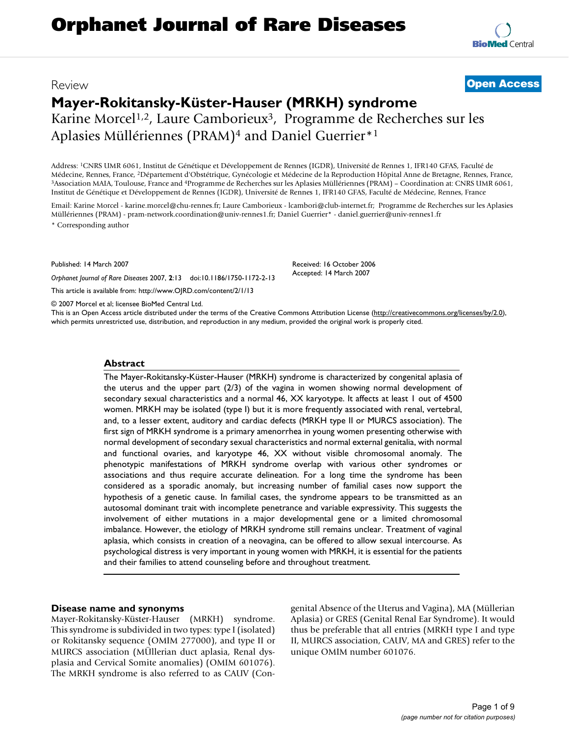Review

**Open Access**

# Mayer-Rokitansky-Küster-Hauser (MRKH) syndrome

Karine Morcel[1,2], Laure Camborieux[3], Programme de Recherches sur les Aplasies Müllériennes (PRAM)[4] and Daniel Guerrier*[1]

Address: [1]CNRS UMR 6061, Institut de Génétique et Développement de Rennes (IGDR), Université de Rennes 1, IFR140 GFAS, Faculté de Médecine, Rennes, France, [2]Département d'Obstétrique, Gynécologie et Médecine de la Reproduction Hôpital Anne de Bretagne, Rennes, France, [3]Association MAIA, Toulouse, France and [4]Programme de Recherches sur les Aplasies Müllériennes (PRAM) – Coordination at: CNRS UMR 6061, Institut de Génétique et Développement de Rennes (IGDR), Université de Rennes 1, IFR140 GFAS, Faculté de Médecine, Rennes, France

Email: Karine Morcel - karine.morcel@chu-rennes.fr; Laure Camborieux - lcambori@club-internet.fr; Programme de Recherches sur les Aplasies Müllériennes (PRAM) - pram-network.coordination@univ-rennes1.fr; Daniel Guerrier* - daniel.guerrier@univ-rennes1.fr

\* Corresponding author

Published: 14 March 2007

Received: 16 October 2006

Accepted: 14 March 2007

*Orphanet Journal of Rare Diseases* 2007, **2**:13 doi:10.1186/1750-1172-2-13

This article is available from: http://www.OJRD.com/content/2/1/13

© 2007 Morcel et al; licensee BioMed Central Ltd.

This is an Open Access article distributed under the terms of the Creative Commons Attribution License (http://creativecommons.org/licenses/by/2.0), which permits unrestricted use, distribution, and reproduction in any medium, provided the original work is properly cited.

## Abstract

The Mayer-Rokitansky-Küster-Hauser (MRKH) syndrome is characterized by congenital aplasia of the uterus and the upper part (2/3) of the vagina in women showing normal development of secondary sexual characteristics and a normal 46, XX karyotype. It affects at least 1 out of 4500 women. MRKH may be isolated (type I) but it is more frequently associated with renal, vertebral, and, to a lesser extent, auditory and cardiac defects (MRKH type II or MURCS association). The first sign of MRKH syndrome is a primary amenorrhea in young women presenting otherwise with normal development of secondary sexual characteristics and normal external genitalia, with normal and functional ovaries, and karyotype 46, XX without visible chromosomal anomaly. The phenotypic manifestations of MRKH syndrome overlap with various other syndromes or associations and thus require accurate delineation. For a long time the syndrome has been considered as a sporadic anomaly, but increasing number of familial cases now support the hypothesis of a genetic cause. In familial cases, the syndrome appears to be transmitted as an autosomal dominant trait with incomplete penetrance and variable expressivity. This suggests the involvement of either mutations in a major developmental gene or a limited chromosomal imbalance. However, the etiology of MRKH syndrome still remains unclear. Treatment of vaginal aplasia, which consists in creation of a neovagina, can be offered to allow sexual intercourse. As psychological distress is very important in young women with MRKH, it is essential for the patients and their families to attend counseling before and throughout treatment.

## Disease name and synonyms

Mayer-Rokitansky-Küster-Hauser (MRKH) syndrome. This syndrome is subdivided in two types: type I (isolated) or Rokitansky sequence (OMIM 277000), and type II or MURCS association (MÜllerian duct aplasia, Renal dysplasia and Cervical Somite anomalies) (OMIM 601076). The MRKH syndrome is also referred to as CAUV (Congenital Absence of the Uterus and Vagina), MA (Müllerian Aplasia) or GRES (Genital Renal Ear Syndrome). It would thus be preferable that all entries (MRKH type I and type II, MURCS association, CAUV, MA and GRES) refer to the unique OMIM number 601076.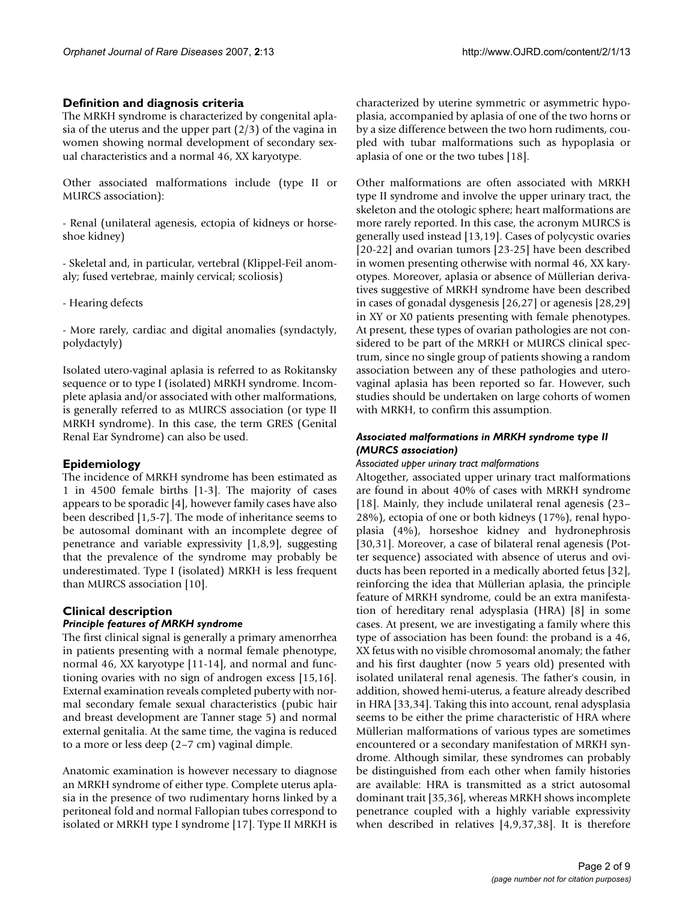### Definition and diagnosis criteria

The MRKH syndrome is characterized by congenital aplasia of the uterus and the upper part (2/3) of the vagina in women showing normal development of secondary sexual characteristics and a normal 46, XX karyotype.

Other associated malformations include (type II or MURCS association):

- Renal (unilateral agenesis, ectopia of kidneys or horseshoe kidney)

- Skeletal and, in particular, vertebral (Klippel-Feil anomaly; fused vertebrae, mainly cervical; scoliosis)

- Hearing defects

- More rarely, cardiac and digital anomalies (syndactyly, polydactyly)

Isolated utero-vaginal aplasia is referred to as Rokitansky sequence or to type I (isolated) MRKH syndrome. Incomplete aplasia and/or associated with other malformations, is generally referred to as MURCS association (or type II MRKH syndrome). In this case, the term GRES (Genital Renal Ear Syndrome) can also be used.

## Epidemiology

The incidence of MRKH syndrome has been estimated as 1 in 4500 female births [1-3]. The majority of cases appears to be sporadic [4], however family cases have also been described [1,5-7]. The mode of inheritance seems to be autosomal dominant with an incomplete degree of penetrance and variable expressivity [1,8,9], suggesting that the prevalence of the syndrome may probably be underestimated. Type I (isolated) MRKH is less frequent than MURCS association [10].

## Clinical description

### *Principle features of MRKH syndrome*

The first clinical signal is generally a primary amenorrhea in patients presenting with a normal female phenotype, normal 46, XX karyotype [11-14], and normal and functioning ovaries with no sign of androgen excess [15,16]. External examination reveals completed puberty with normal secondary female sexual characteristics (pubic hair and breast development are Tanner stage 5) and normal external genitalia. At the same time, the vagina is reduced to a more or less deep (2–7 cm) vaginal dimple.

Anatomic examination is however necessary to diagnose an MRKH syndrome of either type. Complete uterus aplasia in the presence of two rudimentary horns linked by a peritoneal fold and normal Fallopian tubes correspond to isolated or MRKH type I syndrome [17]. Type II MRKH is characterized by uterine symmetric or asymmetric hypoplasia, accompanied by aplasia of one of the two horns or by a size difference between the two horn rudiments, coupled with tubar malformations such as hypoplasia or aplasia of one or the two tubes [18].

Other malformations are often associated with MRKH type II syndrome and involve the upper urinary tract, the skeleton and the otologic sphere; heart malformations are more rarely reported. In this case, the acronym MURCS is generally used instead [13,19]. Cases of polycystic ovaries [20-22] and ovarian tumors [23-25] have been described in women presenting otherwise with normal 46, XX karyotypes. Moreover, aplasia or absence of Müllerian derivatives suggestive of MRKH syndrome have been described in cases of gonadal dysgenesis [26,27] or agenesis [28,29] in XY or X0 patients presenting with female phenotypes. At present, these types of ovarian pathologies are not considered to be part of the MRKH or MURCS clinical spectrum, since no single group of patients showing a random association between any of these pathologies and utero-vaginal aplasia has been reported so far. However, such studies should be undertaken on large cohorts of women with MRKH, to confirm this assumption.

### *Associated malformations in MRKH syndrome type II (MURCS association)*

#### *Associated upper urinary tract malformations*

Altogether, associated upper urinary tract malformations are found in about 40% of cases with MRKH syndrome [18]. Mainly, they include unilateral renal agenesis (23–28%), ectopia of one or both kidneys (17%), renal hypoplasia (4%), horseshoe kidney and hydronephrosis [30,31]. Moreover, a case of bilateral renal agenesis (Potter sequence) associated with absence of uterus and oviducts has been reported in a medically aborted fetus [32], reinforcing the idea that Müllerian aplasia, the principle feature of MRKH syndrome, could be an extra manifestation of hereditary renal adysplasia (HRA) [8] in some cases. At present, we are investigating a family where this type of association has been found: the proband is a 46, XX fetus with no visible chromosomal anomaly; the father and his first daughter (now 5 years old) presented with isolated unilateral renal agenesis. The father's cousin, in addition, showed hemi-uterus, a feature already described in HRA [33,34]. Taking this into account, renal adysplasia seems to be either the prime characteristic of HRA where Müllerian malformations of various types are sometimes encountered or a secondary manifestation of MRKH syndrome. Although similar, these syndromes can probably be distinguished from each other when family histories are available: HRA is transmitted as a strict autosomal dominant trait [35,36], whereas MRKH shows incomplete penetrance coupled with a highly variable expressivity when described in relatives [4,9,37,38]. It is therefore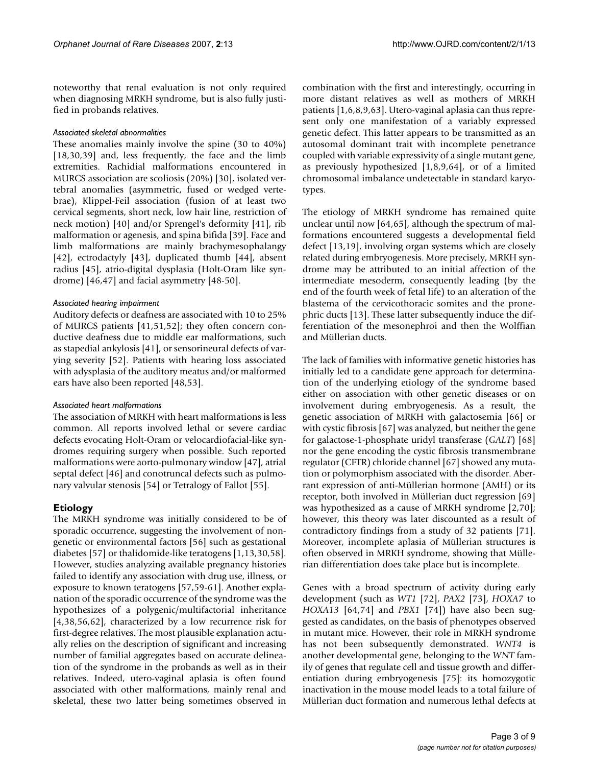noteworthy that renal evaluation is not only required when diagnosing MRKH syndrome, but is also fully justified in probands relatives.

#### *Associated skeletal abnormalities*

These anomalies mainly involve the spine (30 to 40%) [18,30,39] and, less frequently, the face and the limb extremities. Rachidial malformations encountered in MURCS association are scoliosis (20%) [30], isolated vertebral anomalies (asymmetric, fused or wedged vertebrae), Klippel-Feil association (fusion of at least two cervical segments, short neck, low hair line, restriction of neck motion) [40] and/or Sprengel's deformity [41], rib malformation or agenesis, and spina bifida [39]. Face and limb malformations are mainly brachymesophalangy [42], ectrodactyly [43], duplicated thumb [44], absent radius [45], atrio-digital dysplasia (Holt-Oram like syndrome) [46,47] and facial asymmetry [48-50].

#### *Associated hearing impairment*

Auditory defects or deafness are associated with 10 to 25% of MURCS patients [41,51,52]; they often concern conductive deafness due to middle ear malformations, such as stapedial ankylosis [41], or sensorineural defects of varying severity [52]. Patients with hearing loss associated with adysplasia of the auditory meatus and/or malformed ears have also been reported [48,53].

#### *Associated heart malformations*

The association of MRKH with heart malformations is less common. All reports involved lethal or severe cardiac defects evocating Holt-Oram or velocardiofacial-like syndromes requiring surgery when possible. Such reported malformations were aorto-pulmonary window [47], atrial septal defect [46] and conotruncal defects such as pulmonary valvular stenosis [54] or Tetralogy of Fallot [55].

## Etiology

The MRKH syndrome was initially considered to be of sporadic occurrence, suggesting the involvement of nongenetic or environmental factors [56] such as gestational diabetes [57] or thalidomide-like teratogens [1,13,30,58]. However, studies analyzing available pregnancy histories failed to identify any association with drug use, illness, or exposure to known teratogens [57,59-61]. Another explanation of the sporadic occurrence of the syndrome was the hypothesizes of a polygenic/multifactorial inheritance [4,38,56,62], characterized by a low recurrence risk for first-degree relatives. The most plausible explanation actually relies on the description of significant and increasing number of familial aggregates based on accurate delineation of the syndrome in the probands as well as in their relatives. Indeed, utero-vaginal aplasia is often found associated with other malformations, mainly renal and skeletal, these two latter being sometimes observed in combination with the first and interestingly, occurring in more distant relatives as well as mothers of MRKH patients [1,6,8,9,63]. Utero-vaginal aplasia can thus represent only one manifestation of a variably expressed genetic defect. This latter appears to be transmitted as an autosomal dominant trait with incomplete penetrance coupled with variable expressivity of a single mutant gene, as previously hypothesized [1,8,9,64], or of a limited chromosomal imbalance undetectable in standard karyotypes.

The etiology of MRKH syndrome has remained quite unclear until now [64,65], although the spectrum of malformations encountered suggests a developmental field defect [13,19], involving organ systems which are closely related during embryogenesis. More precisely, MRKH syndrome may be attributed to an initial affection of the intermediate mesoderm, consequently leading (by the end of the fourth week of fetal life) to an alteration of the blastema of the cervicothoracic somites and the pronephric ducts [13]. These latter subsequently induce the differentiation of the mesonephroi and then the Wolffian and Müllerian ducts.

The lack of families with informative genetic histories has initially led to a candidate gene approach for determination of the underlying etiology of the syndrome based either on association with other genetic diseases or on involvement during embryogenesis. As a result, the genetic association of MRKH with galactosemia [66] or with cystic fibrosis [67] was analyzed, but neither the gene for galactose-1-phosphate uridyl transferase (*GALT*) [68] nor the gene encoding the cystic fibrosis transmembrane regulator (CFTR) chloride channel [67] showed any mutation or polymorphism associated with the disorder. Aberrant expression of anti-Müllerian hormone (AMH) or its receptor, both involved in Müllerian duct regression [69] was hypothesized as a cause of MRKH syndrome [2,70]; however, this theory was later discounted as a result of contradictory findings from a study of 32 patients [71]. Moreover, incomplete aplasia of Müllerian structures is often observed in MRKH syndrome, showing that Müllerian differentiation does take place but is incomplete.

Genes with a broad spectrum of activity during early development (such as *WT1* [72], *PAX2* [73], *HOXA7* to *HOXA13* [64,74] and *PBX1* [74]) have also been suggested as candidates, on the basis of phenotypes observed in mutant mice. However, their role in MRKH syndrome has not been subsequently demonstrated. *WNT4* is another developmental gene, belonging to the *WNT* family of genes that regulate cell and tissue growth and differentiation during embryogenesis [75]: its homozygotic inactivation in the mouse model leads to a total failure of Müllerian duct formation and numerous lethal defects at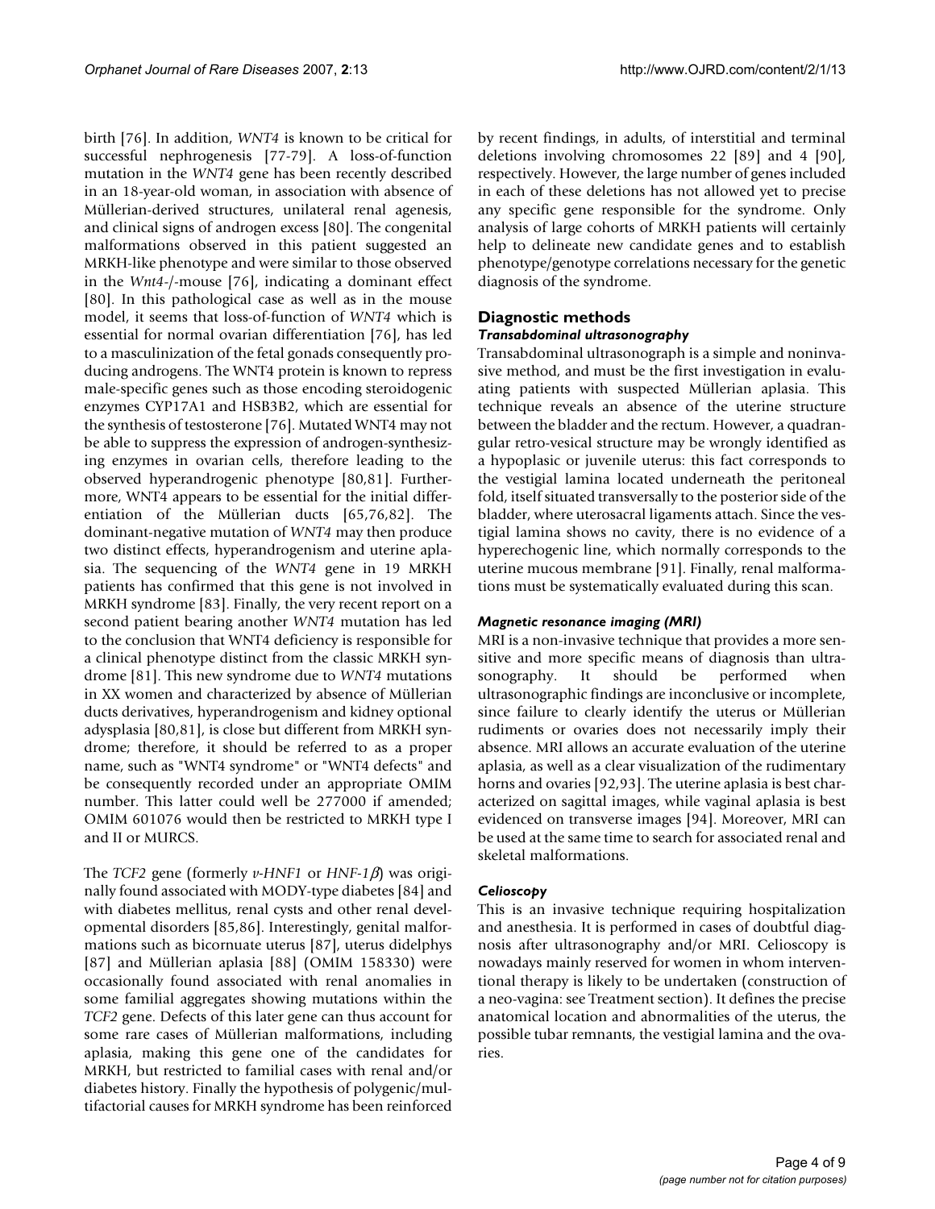birth [76]. In addition, *WNT4* is known to be critical for successful nephrogenesis [77-79]. A loss-of-function mutation in the *WNT4* gene has been recently described in an 18-year-old woman, in association with absence of Müllerian-derived structures, unilateral renal agenesis, and clinical signs of androgen excess [80]. The congenital malformations observed in this patient suggested an MRKH-like phenotype and were similar to those observed in the *Wnt4*-/-mouse [76], indicating a dominant effect [80]. In this pathological case as well as in the mouse model, it seems that loss-of-function of *WNT4* which is essential for normal ovarian differentiation [76], has led to a masculinization of the fetal gonads consequently producing androgens. The WNT4 protein is known to repress male-specific genes such as those encoding steroidogenic enzymes CYP17A1 and HSB3B2, which are essential for the synthesis of testosterone [76]. Mutated WNT4 may not be able to suppress the expression of androgen-synthesizing enzymes in ovarian cells, therefore leading to the observed hyperandrogenic phenotype [80,81]. Furthermore, WNT4 appears to be essential for the initial differentiation of the Müllerian ducts [65,76,82]. The dominant-negative mutation of *WNT4* may then produce two distinct effects, hyperandrogenism and uterine aplasia. The sequencing of the *WNT4* gene in 19 MRKH patients has confirmed that this gene is not involved in MRKH syndrome [83]. Finally, the very recent report on a second patient bearing another *WNT4* mutation has led to the conclusion that WNT4 deficiency is responsible for a clinical phenotype distinct from the classic MRKH syndrome [81]. This new syndrome due to *WNT4* mutations in XX women and characterized by absence of Müllerian ducts derivatives, hyperandrogenism and kidney optional adysplasia [80,81], is close but different from MRKH syndrome; therefore, it should be referred to as a proper name, such as "WNT4 syndrome" or "WNT4 defects" and be consequently recorded under an appropriate OMIM number. This latter could well be 277000 if amended; OMIM 601076 would then be restricted to MRKH type I and II or MURCS.

The *TCF2* gene (formerly *v-HNF1* or *HNF-1β*) was originally found associated with MODY-type diabetes [84] and with diabetes mellitus, renal cysts and other renal developmental disorders [85,86]. Interestingly, genital malformations such as bicornuate uterus [87], uterus didelphys [87] and Müllerian aplasia [88] (OMIM 158330) were occasionally found associated with renal anomalies in some familial aggregates showing mutations within the *TCF2* gene. Defects of this later gene can thus account for some rare cases of Müllerian malformations, including aplasia, making this gene one of the candidates for MRKH, but restricted to familial cases with renal and/or diabetes history. Finally the hypothesis of polygenic/multifactorial causes for MRKH syndrome has been reinforced by recent findings, in adults, of interstitial and terminal deletions involving chromosomes 22 [89] and 4 [90], respectively. However, the large number of genes included in each of these deletions has not allowed yet to precise any specific gene responsible for the syndrome. Only analysis of large cohorts of MRKH patients will certainly help to delineate new candidate genes and to establish phenotype/genotype correlations necessary for the genetic diagnosis of the syndrome.

## Diagnostic methods

### *Transabdominal ultrasonography*

Transabdominal ultrasonograph is a simple and noninvasive method, and must be the first investigation in evaluating patients with suspected Müllerian aplasia. This technique reveals an absence of the uterine structure between the bladder and the rectum. However, a quadrangular retro-vesical structure may be wrongly identified as a hypoplasic or juvenile uterus: this fact corresponds to the vestigial lamina located underneath the peritoneal fold, itself situated transversally to the posterior side of the bladder, where uterosacral ligaments attach. Since the vestigial lamina shows no cavity, there is no evidence of a hyperechogenic line, which normally corresponds to the uterine mucous membrane [91]. Finally, renal malformations must be systematically evaluated during this scan.

### *Magnetic resonance imaging (MRI)*

MRI is a non-invasive technique that provides a more sensitive and more specific means of diagnosis than ultrasonography. It should be performed when ultrasonographic findings are inconclusive or incomplete, since failure to clearly identify the uterus or Müllerian rudiments or ovaries does not necessarily imply their absence. MRI allows an accurate evaluation of the uterine aplasia, as well as a clear visualization of the rudimentary horns and ovaries [92,93]. The uterine aplasia is best characterized on sagittal images, while vaginal aplasia is best evidenced on transverse images [94]. Moreover, MRI can be used at the same time to search for associated renal and skeletal malformations.

### *Celioscopy*

This is an invasive technique requiring hospitalization and anesthesia. It is performed in cases of doubtful diagnosis after ultrasonography and/or MRI. Celioscopy is nowadays mainly reserved for women in whom interventional therapy is likely to be undertaken (construction of a neo-vagina: see Treatment section). It defines the precise anatomical location and abnormalities of the uterus, the possible tubar remnants, the vestigial lamina and the ovaries.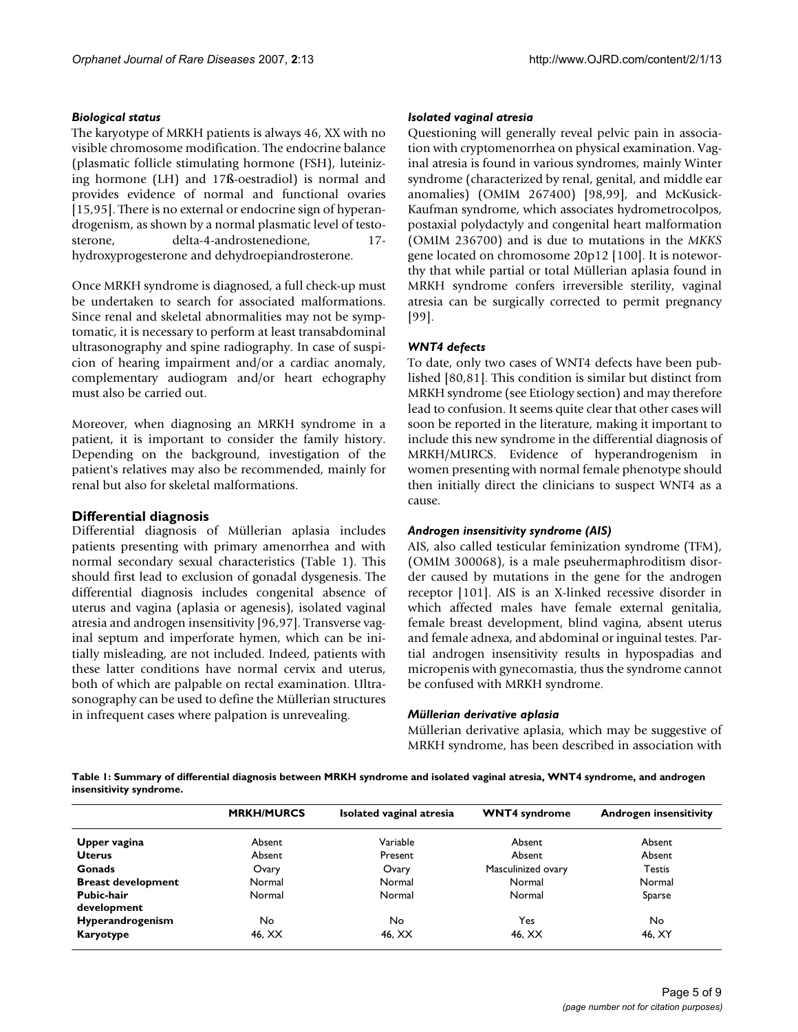### *Biological status*

The karyotype of MRKH patients is always 46, XX with no visible chromosome modification. The endocrine balance (plasmatic follicle stimulating hormone (FSH), luteinizing hormone (LH) and 17ß-oestradiol) is normal and provides evidence of normal and functional ovaries [15,95]. There is no external or endocrine sign of hyperandrogenism, as shown by a normal plasmatic level of testosterone, delta-4-androstenedione, 17-hydroxyprogesterone and dehydroepiandrosterone.

Once MRKH syndrome is diagnosed, a full check-up must be undertaken to search for associated malformations. Since renal and skeletal abnormalities may not be symptomatic, it is necessary to perform at least transabdominal ultrasonography and spine radiography. In case of suspicion of hearing impairment and/or a cardiac anomaly, complementary audiogram and/or heart echography must also be carried out.

Moreover, when diagnosing an MRKH syndrome in a patient, it is important to consider the family history. Depending on the background, investigation of the patient's relatives may also be recommended, mainly for renal but also for skeletal malformations.

## Differential diagnosis

Differential diagnosis of Müllerian aplasia includes patients presenting with primary amenorrhea and with normal secondary sexual characteristics (Table 1). This should first lead to exclusion of gonadal dysgenesis. The differential diagnosis includes congenital absence of uterus and vagina (aplasia or agenesis), isolated vaginal atresia and androgen insensitivity [96,97]. Transverse vaginal septum and imperforate hymen, which can be initially misleading, are not included. Indeed, patients with these latter conditions have normal cervix and uterus, both of which are palpable on rectal examination. Ultrasonography can be used to define the Müllerian structures in infrequent cases where palpation is unrevealing.

### *Isolated vaginal atresia*

Questioning will generally reveal pelvic pain in association with cryptomenorrhea on physical examination. Vaginal atresia is found in various syndromes, mainly Winter syndrome (characterized by renal, genital, and middle ear anomalies) (OMIM 267400) [98,99], and McKusick-Kaufman syndrome, which associates hydrometrocolpos, postaxial polydactyly and congenital heart malformation (OMIM 236700) and is due to mutations in the *MKKS* gene located on chromosome 20p12 [100]. It is noteworthy that while partial or total Müllerian aplasia found in MRKH syndrome confers irreversible sterility, vaginal atresia can be surgically corrected to permit pregnancy [99].

### *WNT4 defects*

To date, only two cases of WNT4 defects have been published [80,81]. This condition is similar but distinct from MRKH syndrome (see Etiology section) and may therefore lead to confusion. It seems quite clear that other cases will soon be reported in the literature, making it important to include this new syndrome in the differential diagnosis of MRKH/MURCS. Evidence of hyperandrogenism in women presenting with normal female phenotype should then initially direct the clinicians to suspect WNT4 as a cause.

### *Androgen insensitivity syndrome (AIS)*

AIS, also called testicular feminization syndrome (TFM), (OMIM 300068), is a male pseudohermaphroditism disorder caused by mutations in the gene for the androgen receptor [101]. AIS is an X-linked recessive disorder in which affected males have female external genitalia, female breast development, blind vagina, absent uterus and female adnexa, and abdominal or inguinal testes. Partial androgen insensitivity results in hypospadias and micropenis with gynecomastia, thus the syndrome cannot be confused with MRKH syndrome.

### *Müllerian derivative aplasia*

Müllerian derivative aplasia, which may be suggestive of MRKH syndrome, has been described in association with

**Table 1: Summary of differential diagnosis between MRKH syndrome and isolated vaginal atresia, WNT4 syndrome, and androgen insensitivity syndrome.**

| | MRKH/MURCS | Isolated vaginal atresia | WNT4 syndrome | Androgen insensitivity |
|---|---|---|---|---|
| **Upper vagina** | Absent | Variable | Absent | Absent |
| **Uterus** | Absent | Present | Absent | Absent |
| **Gonads** | Ovary | Ovary | Masculinized ovary | Testis |
| **Breast development** | Normal | Normal | Normal | Normal |
| **Pubic-hair development** | Normal | Normal | Normal | Sparse |
| **Hyperandrogenism** | No | No | Yes | No |
| **Karyotype** | 46, XX | 46, XX | 46, XX | 46, XY |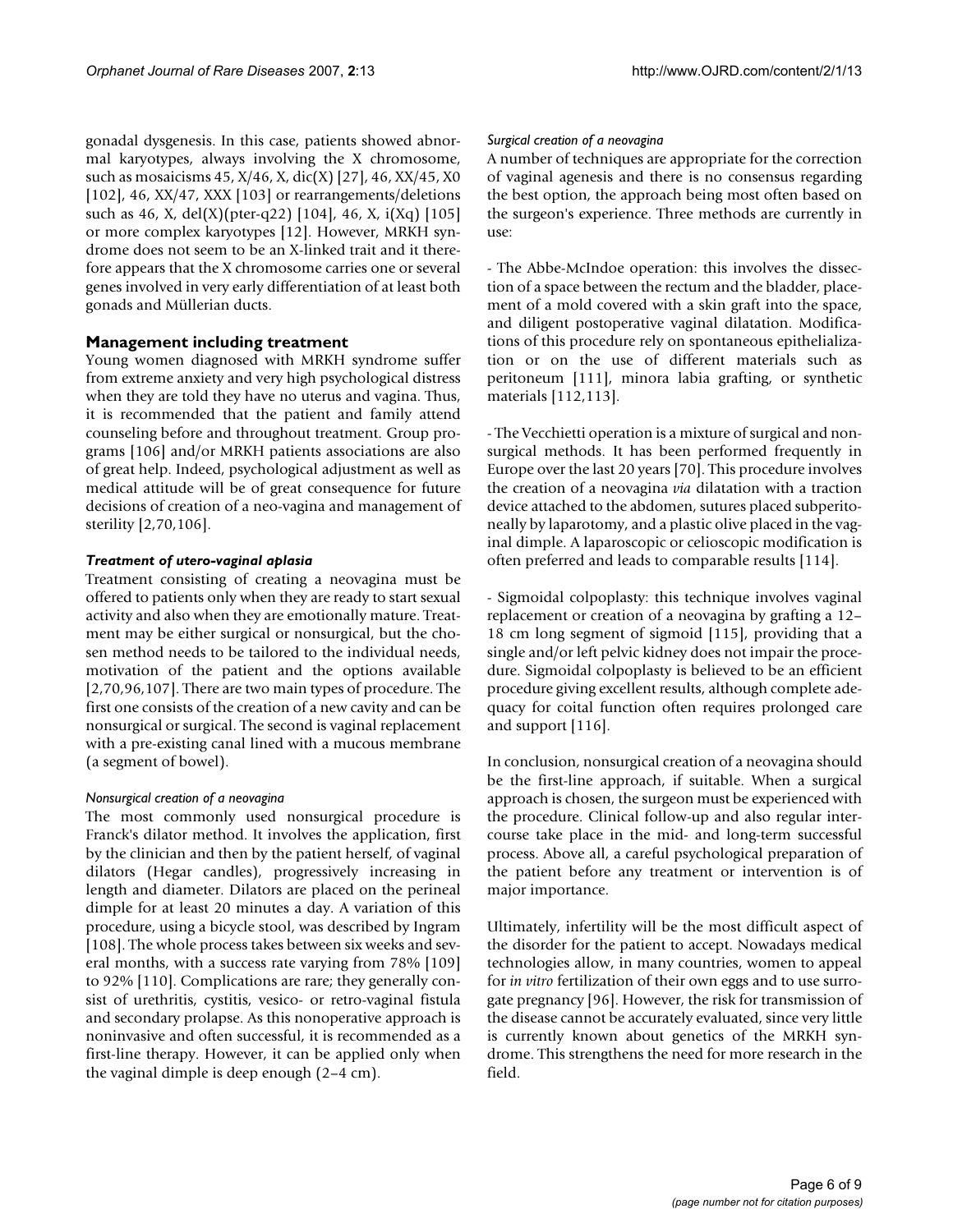gonadal dysgenesis. In this case, patients showed abnormal karyotypes, always involving the X chromosome, such as mosaicisms 45, X/46, X, dic(X) [27], 46, XX/45, X0 [102], 46, XX/47, XXX [103] or rearrangements/deletions such as 46, X, del(X)(pter-q22) [104], 46, X, i(Xq) [105] or more complex karyotypes [12]. However, MRKH syndrome does not seem to be an X-linked trait and it therefore appears that the X chromosome carries one or several genes involved in very early differentiation of at least both gonads and Müllerian ducts.

## Management including treatment

Young women diagnosed with MRKH syndrome suffer from extreme anxiety and very high psychological distress when they are told they have no uterus and vagina. Thus, it is recommended that the patient and family attend counseling before and throughout treatment. Group programs [106] and/or MRKH patients associations are also of great help. Indeed, psychological adjustment as well as medical attitude will be of great consequence for future decisions of creation of a neo-vagina and management of sterility [2,70,106].

### *Treatment of utero-vaginal aplasia*

Treatment consisting of creating a neovagina must be offered to patients only when they are ready to start sexual activity and also when they are emotionally mature. Treatment may be either surgical or nonsurgical, but the chosen method needs to be tailored to the individual needs, motivation of the patient and the options available [2,70,96,107]. There are two main types of procedure. The first one consists of the creation of a new cavity and can be nonsurgical or surgical. The second is vaginal replacement with a pre-existing canal lined with a mucous membrane (a segment of bowel).

#### *Nonsurgical creation of a neovagina*

The most commonly used nonsurgical procedure is Franck's dilator method. It involves the application, first by the clinician and then by the patient herself, of vaginal dilators (Hegar candles), progressively increasing in length and diameter. Dilators are placed on the perineal dimple for at least 20 minutes a day. A variation of this procedure, using a bicycle stool, was described by Ingram [108]. The whole process takes between six weeks and several months, with a success rate varying from 78% [109] to 92% [110]. Complications are rare; they generally consist of urethritis, cystitis, vesico- or retro-vaginal fistula and secondary prolapse. As this nonoperative approach is noninvasive and often successful, it is recommended as a first-line therapy. However, it can be applied only when the vaginal dimple is deep enough (2–4 cm).

#### *Surgical creation of a neovagina*

A number of techniques are appropriate for the correction of vaginal agenesis and there is no consensus regarding the best option, the approach being most often based on the surgeon's experience. Three methods are currently in use:

- The Abbe-McIndoe operation: this involves the dissection of a space between the rectum and the bladder, placement of a mold covered with a skin graft into the space, and diligent postoperative vaginal dilatation. Modifications of this procedure rely on spontaneous epithelialization or on the use of different materials such as peritoneum [111], minora labia grafting, or synthetic materials [112,113].

- The Vecchietti operation is a mixture of surgical and nonsurgical methods. It has been performed frequently in Europe over the last 20 years [70]. This procedure involves the creation of a neovagina *via* dilatation with a traction device attached to the abdomen, sutures placed subperitoneally by laparotomy, and a plastic olive placed in the vaginal dimple. A laparoscopic or celioscopic modification is often preferred and leads to comparable results [114].

- Sigmoidal colpoplasty: this technique involves vaginal replacement or creation of a neovagina by grafting a 12–18 cm long segment of sigmoid [115], providing that a single and/or left pelvic kidney does not impair the procedure. Sigmoidal colpoplasty is believed to be an efficient procedure giving excellent results, although complete adequacy for coital function often requires prolonged care and support [116].

In conclusion, nonsurgical creation of a neovagina should be the first-line approach, if suitable. When a surgical approach is chosen, the surgeon must be experienced with the procedure. Clinical follow-up and also regular intercourse take place in the mid- and long-term successful process. Above all, a careful psychological preparation of the patient before any treatment or intervention is of major importance.

Ultimately, infertility will be the most difficult aspect of the disorder for the patient to accept. Nowadays medical technologies allow, in many countries, women to appeal for *in vitro* fertilization of their own eggs and to use surrogate pregnancy [96]. However, the risk for transmission of the disease cannot be accurately evaluated, since very little is currently known about genetics of the MRKH syndrome. This strengthens the need for more research in the field.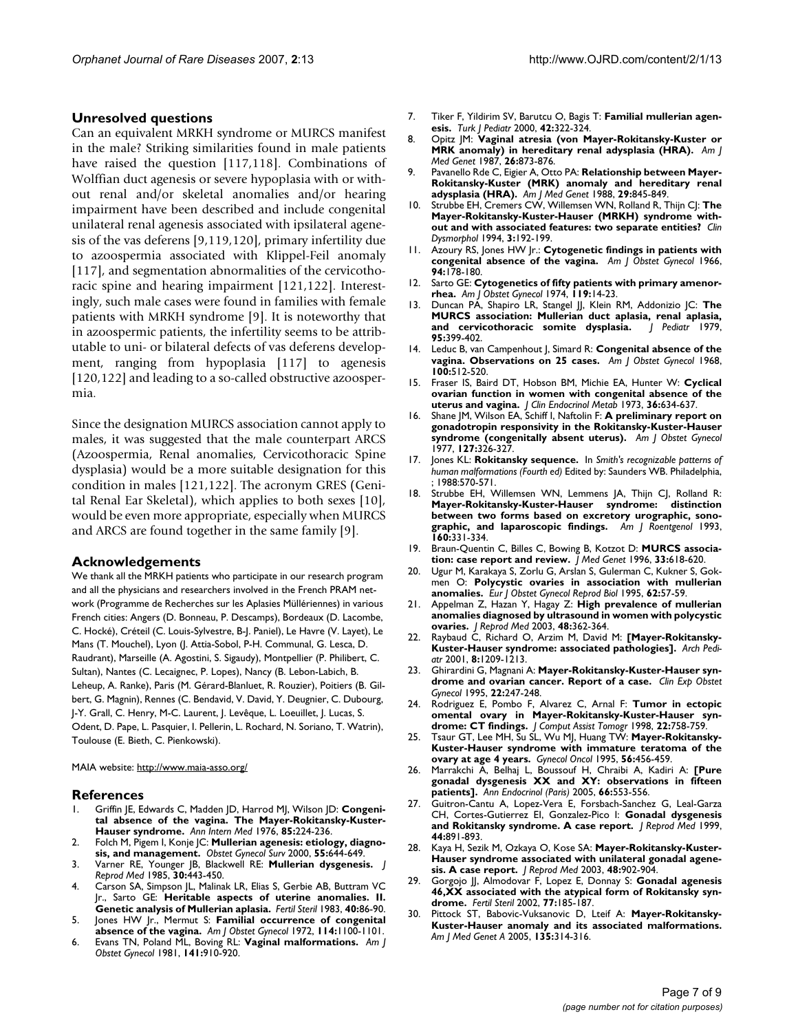## Unresolved questions

Can an equivalent MRKH syndrome or MURCS manifest in the male? Striking similarities found in male patients have raised the question [117,118]. Combinations of Wolffian duct agenesis or severe hypoplasia with or without renal and/or skeletal anomalies and/or hearing impairment have been described and include congenital unilateral renal agenesis associated with ipsilateral agenesis of the vas deferens [9,119,120], primary infertility due to azoospermia associated with Klippel-Feil anomaly [117], and segmentation abnormalities of the cervicothoracic spine and hearing impairment [121,122]. Interestingly, such male cases were found in families with female patients with MRKH syndrome [9]. It is noteworthy that in azoospermic patients, the infertility seems to be attributable to uni- or bilateral defects of vas deferens development, ranging from hypoplasia [117] to agenesis [120,122] and leading to a so-called obstructive azoospermia.

Since the designation MURCS association cannot apply to males, it was suggested that the male counterpart ARCS (Azoospermia, Renal anomalies, Cervicothoracic Spine dysplasia) would be a more suitable designation for this condition in males [121,122]. The acronym GRES (Genital Renal Ear Skeletal), which applies to both sexes [10], would be even more appropriate, especially when MURCS and ARCS are found together in the same family [9].

## Acknowledgements

We thank all the MRKH patients who participate in our research program and all the physicians and researchers involved in the French PRAM network (Programme de Recherches sur les Aplasies Müllériennes) in various French cities: Angers (D. Bonneau, P. Descamps), Bordeaux (D. Lacombe, C. Hocké), Créteil (C. Louis-Sylvestre, B-J. Paniel), Le Havre (V. Layet), Le Mans (T. Mouchel), Lyon (J. Attia-Sobol, P-H. Communal, G. Lesca, D. Raudrant), Marseille (A. Agostini, S. Sigaudy), Montpellier (P. Philibert, C. Sultan), Nantes (C. Lecaignec, P. Lopes), Nancy (B. Lebon-Labich, B. Leheup, A. Ranke), Paris (M. Gérard-Blanluet, R. Rouzier), Poitiers (B. Gilbert, G. Magnin), Rennes (C. Bendavid, V. David, Y. Deugnier, C. Dubourg, J-Y. Grall, C. Henry, M-C. Laurent, J. Levêque, L. Loeuillet, J. Lucas, S. Odent, D. Pape, L. Pasquier, I. Pellerin, L. Rochard, N. Soriano, T. Watrin), Toulouse (E. Bieth, C. Pienkowski).

MAIA website: http://www.maia-asso.org/

## References

1. Griffin JE, Edwards C, Madden JD, Harrod MJ, Wilson JD: **Congenital absence of the vagina. The Mayer-Rokitansky-Kuster-Hauser syndrome.** *Ann Intern Med* 1976, **85:**224-236.
2. Folch M, Pigem I, Konje JC: **Mullerian agenesis: etiology, diagnosis, and management.** *Obstet Gynecol Surv* 2000, **55:**644-649.
3. Varner RE, Younger JB, Blackwell RE: **Mullerian dysgenesis.** *J Reprod Med* 1985, **30:**443-450.
4. Carson SA, Simpson JL, Malinak LR, Elias S, Gerbie AB, Buttram VC Jr., Sarto GE: **Heritable aspects of uterine anomalies. II. Genetic analysis of Mullerian aplasia.** *Fertil Steril* 1983, **40:**86-90.
5. Jones HW Jr., Mermut S: **Familial occurrence of congenital absence of the vagina.** *Am J Obstet Gynecol* 1972, **114:**1100-1101.
6. Evans TN, Poland ML, Boving RL: **Vaginal malformations.** *Am J Obstet Gynecol* 1981, **141:**910-920.
7. Tiker F, Yildirim SV, Barutcu O, Bagis T: **Familial mullerian agenesis.** *Turk J Pediatr* 2000, **42:**322-324.
8. Opitz JM: **Vaginal atresia (von Mayer-Rokitansky-Kuster or MRK anomaly) in hereditary renal adysplasia (HRA).** *Am J Med Genet* 1987, **26:**873-876.
9. Pavanello Rde C, Eigier A, Otto PA: **Relationship between Mayer-Rokitansky-Kuster (MRK) anomaly and hereditary renal adysplasia (HRA).** *Am J Med Genet* 1988, **29:**845-849.
10. Strubbe EH, Cremers CW, Willemsen WN, Rolland R, Thijn CJ: **The Mayer-Rokitansky-Kuster-Hauser (MRKH) syndrome without and with associated features: two separate entities?** *Clin Dysmorphol* 1994, **3:**192-199.
11. Azoury RS, Jones HW Jr.: **Cytogenetic findings in patients with congenital absence of the vagina.** *Am J Obstet Gynecol* 1966, **94:**178-180.
12. Sarto GE: **Cytogenetics of fifty patients with primary amenorrhea.** *Am J Obstet Gynecol* 1974, **119:**14-23.
13. Duncan PA, Shapiro LR, Stangel JJ, Klein RM, Addonizio JC: **The MURCS association: Mullerian duct aplasia, renal aplasia, and cervicothoracic somite dysplasia.** *J Pediatr* 1979, **95:**399-402.
14. Leduc B, van Campenhout J, Simard R: **Congenital absence of the vagina. Observations on 25 cases.** *Am J Obstet Gynecol* 1968, **100:**512-520.
15. Fraser IS, Baird DT, Hobson BM, Michie EA, Hunter W: **Cyclical ovarian function in women with congenital absence of the uterus and vagina.** *J Clin Endocrinol Metab* 1973, **36:**634-637.
16. Shane JM, Wilson EA, Schiff I, Naftolin F: **A preliminary report on gonadotropin responsivity in the Rokitansky-Kuster-Hauser syndrome (congenitally absent uterus).** *Am J Obstet Gynecol* 1977, **127:**326-327.
17. Jones KL: **Rokitansky sequence.** In *Smith's recognizable patterns of human malformations (Fourth ed)* Edited by: Saunders WB. Philadelphia, ; 1988:570-571.
18. Strubbe EH, Willemsen WN, Lemmens JA, Thijn CJ, Rolland R: **Mayer-Rokitansky-Kuster-Hauser syndrome: distinction between two forms based on excretory urographic, sonographic, and laparoscopic findings.** *Am J Roentgenol* 1993, **160:**331-334.
19. Braun-Quentin C, Billes C, Bowing B, Kotzot D: **MURCS association: case report and review.** *J Med Genet* 1996, **33:**618-620.
20. Ugur M, Karakaya S, Zorlu G, Arslan S, Gulerman C, Kukner S, Gokmen O: **Polycystic ovaries in association with mullerian anomalies.** *Eur J Obstet Gynecol Reprod Biol* 1995, **62:**57-59.
21. Appelman Z, Hazan Y, Hagay Z: **High prevalence of mullerian anomalies diagnosed by ultrasound in women with polycystic ovaries.** *J Reprod Med* 2003, **48:**362-364.
22. Raybaud C, Richard O, Arzim M, David M: **[Mayer-Rokitansky-Kuster-Hauser syndrome: associated pathologies].** *Arch Pediatr* 2001, **8:**1209-1213.
23. Ghirardini G, Magnani A: **Mayer-Rokitansky-Kuster-Hauser syndrome and ovarian cancer. Report of a case.** *Clin Exp Obstet Gynecol* 1995, **22:**247-248.
24. Rodriguez E, Pombo F, Alvarez C, Arnal F: **Tumor in ectopic omental ovary in Mayer-Rokitansky-Kuster-Hauser syndrome: CT findings.** *J Comput Assist Tomogr* 1998, **22:**758-759.
25. Tsaur GT, Lee MH, Su SL, Wu MJ, Huang TW: **Mayer-Rokitansky-Kuster-Hauser syndrome with immature teratoma of the ovary at age 4 years.** *Gynecol Oncol* 1995, **56:**456-459.
26. Marrakchi A, Belhaj L, Boussouf H, Chraibi A, Kadiri A: **[Pure gonadal dysgenesis XX and XY: observations in fifteen patients].** *Ann Endocrinol (Paris)* 2005, **66:**553-556.
27. Guitron-Cantu A, Lopez-Vera E, Forsbach-Sanchez G, Leal-Garza CH, Cortes-Gutierrez EI, Gonzalez-Pico I: **Gonadal dysgenesis and Rokitansky syndrome. A case report.** *J Reprod Med* 1999, **44:**891-893.
28. Kaya H, Sezik M, Ozkaya O, Kose SA: **Mayer-Rokitansky-Kuster-Hauser syndrome associated with unilateral gonadal agenesis. A case report.** *J Reprod Med* 2003, **48:**902-904.
29. Gorgojo JJ, Almodovar F, Lopez E, Donnay S: **Gonadal agenesis 46,XX associated with the atypical form of Rokitansky syndrome.** *Fertil Steril* 2002, **77:**185-187.
30. Pittock ST, Babovic-Vuksanovic D, Lteif A: **Mayer-Rokitansky-Kuster-Hauser anomaly and its associated malformations.** *Am J Med Genet A* 2005, **135:**314-316.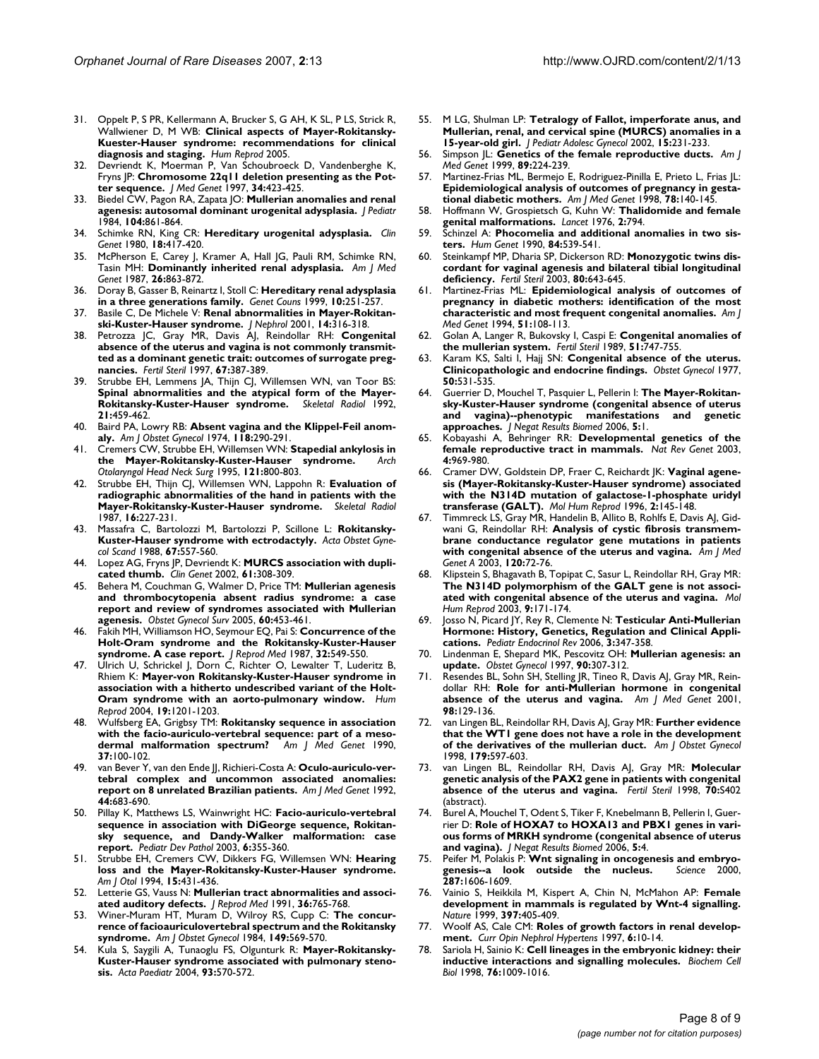31. Oppelt P, S PR, Kellermann A, Brucker S, G AH, K SL, P LS, Strick R, Wallwiener D, M WB: **Clinical aspects of Mayer-Rokitansky-Kuester-Hauser syndrome: recommendations for clinical diagnosis and staging.** *Hum Reprod* 2005.
32. Devriendt K, Moerman P, Van Schoubroeck D, Vandenberghe K, Fryns JP: **Chromosome 22q11 deletion presenting as the Potter sequence.** *J Med Genet* 1997, **34:**423-425.
33. Biedel CW, Pagon RA, Zapata JO: **Mullerian anomalies and renal agenesis: autosomal dominant urogenital adysplasia.** *J Pediatr* 1984, **104:**861-864.
34. Schimke RN, King CR: **Hereditary urogenital adysplasia.** *Clin Genet* 1980, **18:**417-420.
35. McPherson E, Carey J, Kramer A, Hall JG, Pauli RM, Schimke RN, Tasin MH: **Dominantly inherited renal adysplasia.** *Am J Med Genet* 1987, **26:**863-872.
36. Doray B, Gasser B, Reinartz I, Stoll C: **Hereditary renal adysplasia in a three generations family.** *Genet Couns* 1999, **10:**251-257.
37. Basile C, De Michele V: **Renal abnormalities in Mayer-Rokitanski-Kuster-Hauser syndrome.** *J Nephrol* 2001, **14:**316-318.
38. Petrozza JC, Gray MR, Davis AJ, Reindollar RH: **Congenital absence of the uterus and vagina is not commonly transmitted as a dominant genetic trait: outcomes of surrogate pregnancies.** *Fertil Steril* 1997, **67:**387-389.
39. Strubbe EH, Lemmens JA, Thijn CJ, Willemsen WN, van Toor BS: **Spinal abnormalities and the atypical form of the Mayer-Rokitansky-Kuster-Hauser syndrome.** *Skeletal Radiol* 1992, **21:**459-462.
40. Baird PA, Lowry RB: **Absent vagina and the Klippel-Feil anomaly.** *Am J Obstet Gynecol* 1974, **118:**290-291.
41. Cremers CW, Strubbe EH, Willemsen WN: **Stapedial ankylosis in the Mayer-Rokitansky-Kuster-Hauser syndrome.** *Arch Otolaryngol Head Neck Surg* 1995, **121:**800-803.
42. Strubbe EH, Thijn CJ, Willemsen WN, Lappohn R: **Evaluation of radiographic abnormalities of the hand in patients with the Mayer-Rokitansky-Kuster-Hauser syndrome.** *Skeletal Radiol* 1987, **16:**227-231.
43. Massafra C, Bartolozzi M, Bartolozzi P, Scillone L: **Rokitansky-Kuster-Hauser syndrome with ectrodactyly.** *Acta Obstet Gynecol Scand* 1988, **67:**557-560.
44. Lopez AG, Fryns JP, Devriendt K: **MURCS association with duplicated thumb.** *Clin Genet* 2002, **61:**308-309.
45. Behera M, Couchman G, Walmer D, Price TM: **Mullerian agenesis and thrombocytopenia absent radius syndrome: a case report and review of syndromes associated with Mullerian agenesis.** *Obstet Gynecol Surv* 2005, **60:**453-461.
46. Fakih MH, Williamson HO, Seymour EQ, Pai S: **Concurrence of the Holt-Oram syndrome and the Rokitansky-Kuster-Hauser syndrome. A case report.** *J Reprod Med* 1987, **32:**549-550.
47. Ulrich U, Schrickel J, Dorn C, Richter O, Lewalter T, Luderitz B, Rhiem K: **Mayer-von Rokitansky-Kuster-Hauser syndrome in association with a hitherto undescribed variant of the Holt-Oram syndrome with an aorto-pulmonary window.** *Hum Reprod* 2004, **19:**1201-1203.
48. Wulfsberg EA, Grigsby TM: **Rokitansky sequence in association with the facio-auriculo-vertebral sequence: part of a mesodermal malformation spectrum?** *Am J Med Genet* 1990, **37:**100-102.
49. van Bever Y, van den Ende JJ, Richieri-Costa A: **Oculo-auriculo-vertebral complex and uncommon associated anomalies: report on 8 unrelated Brazilian patients.** *Am J Med Genet* 1992, **44:**683-690.
50. Pillay K, Matthews LS, Wainwright HC: **Facio-auriculo-vertebral sequence in association with DiGeorge sequence, Rokitansky sequence, and Dandy-Walker malformation: case report.** *Pediatr Dev Pathol* 2003, **6:**355-360.
51. Strubbe EH, Cremers CW, Dikkers FG, Willemsen WN: **Hearing loss and the Mayer-Rokitansky-Kuster-Hauser syndrome.** *Am J Otol* 1994, **15:**431-436.
52. Letterie GS, Vauss N: **Mullerian tract abnormalities and associated auditory defects.** *J Reprod Med* 1991, **36:**765-768.
53. Winer-Muram HT, Muram D, Wilroy RS, Cupp C: **The concurrence of facioauriculovertebral spectrum and the Rokitansky syndrome.** *Am J Obstet Gynecol* 1984, **149:**569-570.
54. Kula S, Saygili A, Tunaoglu FS, Olgunturk R: **Mayer-Rokitansky-Kuster-Hauser syndrome associated with pulmonary stenosis.** *Acta Paediatr* 2004, **93:**570-572.
55. M LG, Shulman LP: **Tetralogy of Fallot, imperforate anus, and Mullerian, renal, and cervical spine (MURCS) anomalies in a 15-year-old girl.** *J Pediatr Adolesc Gynecol* 2002, **15:**231-233.
56. Simpson JL: **Genetics of the female reproductive ducts.** *Am J Med Genet* 1999, **89:**224-239.
57. Martinez-Frias ML, Bermejo E, Rodriguez-Pinilla E, Prieto L, Frias JL: **Epidemiological analysis of outcomes of pregnancy in gestational diabetic mothers.** *Am J Med Genet* 1998, **78:**140-145.
58. Hoffmann W, Grospietsch G, Kuhn W: **Thalidomide and female genital malformations.** *Lancet* 1976, **2:**794.
59. Schinzel A: **Phocomelia and additional anomalies in two sisters.** *Hum Genet* 1990, **84:**539-541.
60. Steinkampf MP, Dharia SP, Dickerson RD: **Monozygotic twins discordant for vaginal agenesis and bilateral tibial longitudinal deficiency.** *Fertil Steril* 2003, **80:**643-645.
61. Martinez-Frias ML: **Epidemiological analysis of outcomes of pregnancy in diabetic mothers: identification of the most characteristic and most frequent congenital anomalies.** *Am J Med Genet* 1994, **51:**108-113.
62. Golan A, Langer R, Bukovsky I, Caspi E: **Congenital anomalies of the mullerian system.** *Fertil Steril* 1989, **51:**747-755.
63. Karam KS, Salti I, Hajj SN: **Congenital absence of the uterus. Clinicopathologic and endocrine findings.** *Obstet Gynecol* 1977, **50:**531-535.
64. Guerrier D, Mouchel T, Pasquier L, Pellerin I: **The Mayer-Rokitansky-Kuster-Hauser syndrome (congenital absence of uterus and vagina)--phenotypic manifestations and genetic approaches.** *J Negat Results Biomed* 2006, **5:**1.
65. Kobayashi A, Behringer RR: **Developmental genetics of the female reproductive tract in mammals.** *Nat Rev Genet* 2003, **4:**969-980.
66. Cramer DW, Goldstein DP, Fraer C, Reichardt JK: **Vaginal agenesis (Mayer-Rokitansky-Kuster-Hauser syndrome) associated with the N314D mutation of galactose-1-phosphate uridyl transferase (GALT).** *Mol Hum Reprod* 1996, **2:**145-148.
67. Timmreck LS, Gray MR, Handelin B, Allito B, Rohlfs E, Davis AJ, Gidwani G, Reindollar RH: **Analysis of cystic fibrosis transmembrane conductance regulator gene mutations in patients with congenital absence of the uterus and vagina.** *Am J Med Genet A* 2003, **120:**72-76.
68. Klipstein S, Bhagavath B, Topipat C, Sasur L, Reindollar RH, Gray MR: **The N314D polymorphism of the GALT gene is not associated with congenital absence of the uterus and vagina.** *Mol Hum Reprod* 2003, **9:**171-174.
69. Josso N, Picard JY, Rey R, Clemente N: **Testicular Anti-Mullerian Hormone: History, Genetics, Regulation and Clinical Applications.** *Pediatr Endocrinol Rev* 2006, **3:**347-358.
70. Lindenman E, Shepard MK, Pescovitz OH: **Mullerian agenesis: an update.** *Obstet Gynecol* 1997, **90:**307-312.
71. Resendes BL, Sohn SH, Stelling JR, Tineo R, Davis AJ, Gray MR, Reindollar RH: **Role for anti-Mullerian hormone in congenital absence of the uterus and vagina.** *Am J Med Genet* 2001, **98:**129-136.
72. van Lingen BL, Reindollar RH, Davis AJ, Gray MR: **Further evidence that the WT1 gene does not have a role in the development of the derivatives of the mullerian duct.** *Am J Obstet Gynecol* 1998, **179:**597-603.
73. van Lingen BL, Reindollar RH, Davis AJ, Gray MR: **Molecular genetic analysis of the PAX2 gene in patients with congenital absence of the uterus and vagina.** *Fertil Steril* 1998, **70:**S402 (abstract).
74. Burel A, Mouchel T, Odent S, Tiker F, Knebelmann B, Pellerin I, Guerrier D: **Role of HOXA7 to HOXA13 and PBX1 genes in various forms of MRKH syndrome (congenital absence of uterus and vagina).** *J Negat Results Biomed* 2006, **5:**4.
75. Peifer M, Polakis P: **Wnt signaling in oncogenesis and embryogenesis--a look outside the nucleus.** *Science* 2000, **287:**1606-1609.
76. Vainio S, Heikkila M, Kispert A, Chin N, McMahon AP: **Female development in mammals is regulated by Wnt-4 signalling.** *Nature* 1999, **397:**405-409.
77. Woolf AS, Cale CM: **Roles of growth factors in renal development.** *Curr Opin Nephrol Hypertens* 1997, **6:**10-14.
78. Sariola H, Sainio K: **Cell lineages in the embryonic kidney: their inductive interactions and signalling molecules.** *Biochem Cell Biol* 1998, **76:**1009-1016.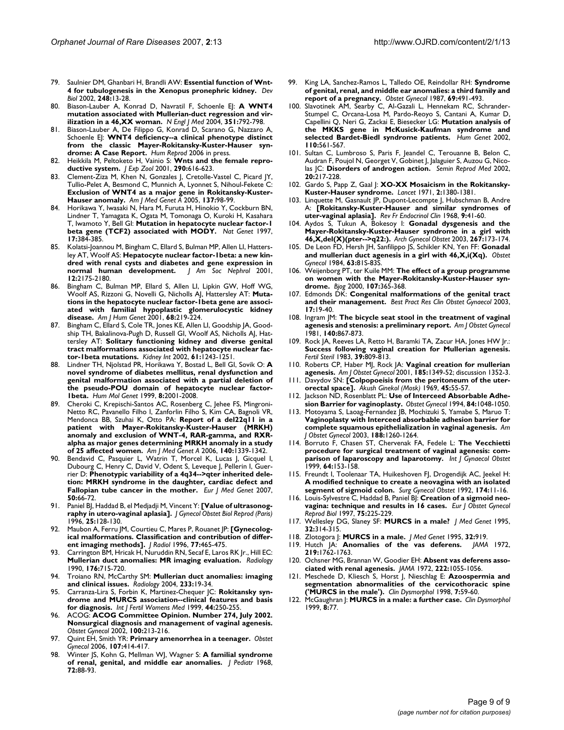79. Saulnier DM, Ghanbari H, Brandli AW: **Essential function of Wnt-4 for tubulogenesis in the Xenopus pronephric kidney.** *Dev Biol* 2002, **248:**13-28.
80. Biason-Lauber A, Konrad D, Navratil F, Schoenle EJ: **A WNT4 mutation associated with Mullerian-duct regression and virilization in a 46,XX woman.** *N Engl J Med* 2004, **351:**792-798.
81. Biason-Lauber A, De Filippo G, Konrad D, Scarano G, Nazzaro A, Schoenle EJ: **WNT4 deficiency--a clinical phenotype distinct from the classic Mayer-Rokitansky-Kuster-Hauser syndrome: A Case Report.** *Hum Reprod* 2006 in press.
82. Heikkila M, Peltoketo H, Vainio S: **Wnts and the female reproductive system.** *J Exp Zool* 2001, **290:**616-623.
83. Clement-Ziza M, Khen N, Gonzales J, Cretolle-Vastel C, Picard JY, Tullio-Pelet A, Besmond C, Munnich A, Lyonnet S, Nihoul-Fekete C: **Exclusion of WNT4 as a major gene in Rokitansky-Kuster-Hauser anomaly.** *Am J Med Genet A* 2005, **137:**98-99.
84. Horikawa Y, Iwasaki N, Hara M, Furuta H, Hinokio Y, Cockburn BN, Lindner T, Yamagata K, Ogata M, Tomonaga O, Kuroki H, Kasahara T, Iwamoto Y, Bell GI: **Mutation in hepatocyte nuclear factor-1 beta gene (TCF2) associated with MODY.** *Nat Genet* 1997, **17:**384-385.
85. Kolatsi-Joannou M, Bingham C, Ellard S, Bulman MP, Allen LI, Hattersley AT, Woolf AS: **Hepatocyte nuclear factor-1beta: a new kindred with renal cysts and diabetes and gene expression in normal human development.** *J Am Soc Nephrol* 2001, **12:**2175-2180.
86. Bingham C, Bulman MP, Ellard S, Allen LI, Lipkin GW, Hoff WG, Woolf AS, Rizzoni G, Novelli G, Nicholls AJ, Hattersley AT: **Mutations in the hepatocyte nuclear factor-1beta gene are associated with familial hypoplastic glomerulocystic kidney disease.** *Am J Hum Genet* 2001, **68:**219-224.
87. Bingham C, Ellard S, Cole TR, Jones KE, Allen LI, Goodship JA, Goodship TH, Bakalinova-Pugh D, Russell GI, Woolf AS, Nicholls AJ, Hattersley AT: **Solitary functioning kidney and diverse genital tract malformations associated with hepatocyte nuclear factor-1beta mutations.** *Kidney Int* 2002, **61:**1243-1251.
88. Lindner TH, Njolstad PR, Horikawa Y, Bostad L, Bell GI, Sovik O: **A novel syndrome of diabetes mellitus, renal dysfunction and genital malformation associated with a partial deletion of the pseudo-POU domain of hepatocyte nuclear factor-1beta.** *Hum Mol Genet* 1999, **8:**2001-2008.
89. Cheroki C, Krepischi-Santos AC, Rosenberg C, Jehee FS, Mingroni-Netto RC, Pavanello Filho I, Zanforlin Filho S, Kim CA, Bagnoli VR, Mendonca BB, Szuhai K, Otto PA: **Report of a del22q11 in a patient with Mayer-Rokitansky-Kuster-Hauser (MRKH) anomaly and exclusion of WNT-4, RAR-gamma, and RXR-alpha as major genes determining MRKH anomaly in a study of 25 affected women.** *Am J Med Genet A* 2006, **140:**1339-1342.
90. Bendavid C, Pasquier L, Watrin T, Morcel K, Lucas J, Gicquel I, Dubourg C, Henry C, David V, Odent S, Leveque J, Pellerin I, Guerrier D: **Phenotypic variability of a 4q34-->qter inherited deletion: MRKH syndrome in the daughter, cardiac defect and Fallopian tube cancer in the mother.** *Eur J Med Genet* 2007, **50:**66-72.
91. Paniel BJ, Haddad B, el Medjadji M, Vincent Y: **[Value of ultrasonography in utero-vaginal aplasia].** *J Gynecol Obstet Biol Reprod (Paris)* 1996, **25:**128-130.
92. Maubon A, Ferru JM, Courtieu C, Mares P, Rouanet JP: **[Gynecological malformations. Classification and contribution of different imaging methods].** *J Radiol* 1996, **77:**465-475.
93. Carrington BM, Hricak H, Nuruddin RN, Secaf E, Laros RK Jr., Hill EC: **Mullerian duct anomalies: MR imaging evaluation.** *Radiology* 1990, **176:**715-720.
94. Troiano RN, McCarthy SM: **Mullerian duct anomalies: imaging and clinical issues.** *Radiology* 2004, **233:**19-34.
95. Carranza-Lira S, Forbin K, Martinez-Chequer JC: **Rokitansky syndrome and MURCS association--clinical features and basis for diagnosis.** *Int J Fertil Womens Med* 1999, **44:**250-255.
96. ACOG: **ACOG Committee Opinion. Number 274, July 2002. Nonsurgical diagnosis and management of vaginal agenesis.** *Obstet Gynecol* 2002, **100:**213-216.
97. Quint EH, Smith YR: **Primary amenorrhea in a teenager.** *Obstet Gynecol* 2006, **107:**414-417.
98. Winter JS, Kohn G, Mellman WJ, Wagner S: **A familial syndrome of renal, genital, and middle ear anomalies.** *J Pediatr* 1968, **72:**88-93.
99. King LA, Sanchez-Ramos L, Talledo OE, Reindollar RH: **Syndrome of genital, renal, and middle ear anomalies: a third family and report of a pregnancy.** *Obstet Gynecol* 1987, **69:**491-493.
100. Slavotinek AM, Searby C, Al-Gazali L, Hennekam RC, Schrander-Stumpel C, Orcana-Losa M, Pardo-Reoyo S, Cantani A, Kumar D, Capellini Q, Neri G, Zackai E, Biesecker LG: **Mutation analysis of the MKKS gene in McKusick-Kaufman syndrome and selected Bardet-Biedl syndrome patients.** *Hum Genet* 2002, **110:**561-567.
101. Sultan C, Lumbroso S, Paris F, Jeandel C, Terouanne B, Belon C, Audran F, Poujol N, Georget V, Gobinet J, Jalaguier S, Auzou G, Nicolas JC: **Disorders of androgen action.** *Semin Reprod Med* 2002, **20:**217-228.
102. Gardo S, Papp Z, Gaal J: **XO-XX Mosaicism in the Rokitansky-Kuster-Hauser syndrome.** *Lancet* 1971, **2:**1380-1381.
103. Linquette M, Gasnault JP, Dupont-Lecompte J, Hubschman B, Andre A: **[Rokitansky-Kuster-Hauser and similar syndromes of uter-vaginal aplasia].** *Rev Fr Endocrinol Clin* 1968, **9:**41-60.
104. Aydos S, Tukun A, Bokesoy I: **Gonadal dysgenesis and the Mayer-Rokitansky-Kuster-Hauser syndrome in a girl with 46,X,del(X)(pter-->q22:).** *Arch Gynecol Obstet* 2003, **267:**173-174.
105. De Leon FD, Hersh JH, Sanfilippo JS, Schikler KN, Yen FF: **Gonadal and mullerian duct agenesis in a girl with 46,X,i(Xq).** *Obstet Gynecol* 1984, **63:**81S-83S.
106. Weijenborg PT, ter Kuile MM: **The effect of a group programme on women with the Mayer-Rokitansky-Kuster-Hauser syndrome.** *Bjog* 2000, **107:**365-368.
107. Edmonds DK: **Congenital malformations of the genital tract and their management.** *Best Pract Res Clin Obstet Gynaecol* 2003, **17:**19-40.
108. Ingram JM: **The bicycle seat stool in the treatment of vaginal agenesis and stenosis: a preliminary report.** *Am J Obstet Gynecol* 1981, **140:**867-873.
109. Rock JA, Reeves LA, Retto H, Baramki TA, Zacur HA, Jones HW Jr.: **Success following vaginal creation for Mullerian agenesis.** *Fertil Steril* 1983, **39:**809-813.
110. Roberts CP, Haber MJ, Rock JA: **Vaginal creation for mullerian agenesis.** *Am J Obstet Gynecol* 2001, **185:**1349-52; discussion 1352-3.
111. Davydov SN: **[Colpopoeisis from the peritoneum of the uterorectal space].** *Akush Ginekol (Mosk)* 1969, **45:**55-57.
112. Jackson ND, Rosenblatt PL: **Use of Interceed Absorbable Adhesion Barrier for vaginoplasty.** *Obstet Gynecol* 1994, **84:**1048-1050.
113. Motoyama S, Laoag-Fernandez JB, Mochizuki S, Yamabe S, Maruo T: **Vaginoplasty with Interceed absorbable adhesion barrier for complete squamous epithelialization in vaginal agenesis.** *Am J Obstet Gynecol* 2003, **188:**1260-1264.
114. Borruto F, Chasen ST, Chervenak FA, Fedele L: **The Vecchietti procedure for surgical treatment of vaginal agenesis: comparison of laparoscopy and laparotomy.** *Int J Gynaecol Obstet* 1999, **64:**153-158.
115. Freundt I, Toolenaar TA, Huikeshoven FJ, Drogendijk AC, Jeekel H: **A modified technique to create a neovagina with an isolated segment of sigmoid colon.** *Surg Gynecol Obstet* 1992, **174:**11-16.
116. Louis-Sylvestre C, Haddad B, Paniel BJ: **Creation of a sigmoid neovagina: technique and results in 16 cases.** *Eur J Obstet Gynecol Reprod Biol* 1997, **75:**225-229.
117. Wellesley DG, Slaney SF: **MURCS in a male?** *J Med Genet* 1995, **32:**314-315.
118. Zlotogora J: **MURCS in a male.** *J Med Genet* 1995, **32:**919.
119. Hutch JA: **Anomalies of the vas deferens.** *JAMA* 1972, **219:**1762-1763.
120. Ochsner MG, Brannan W, Goodier EH: **Absent vas deferens associated with renal agenesis.** *JAMA* 1972, **222:**1055-1056.
121. Meschede D, Kliesch S, Horst J, Nieschlag E: **Azoospermia and segmentation abnormalities of the cervicothoracic spine ('MURCS in the male').** *Clin Dysmorphol* 1998, **7:**59-60.
122. McGaughran J: **MURCS in a male: a further case.** *Clin Dysmorphol* 1999, **8:**77.